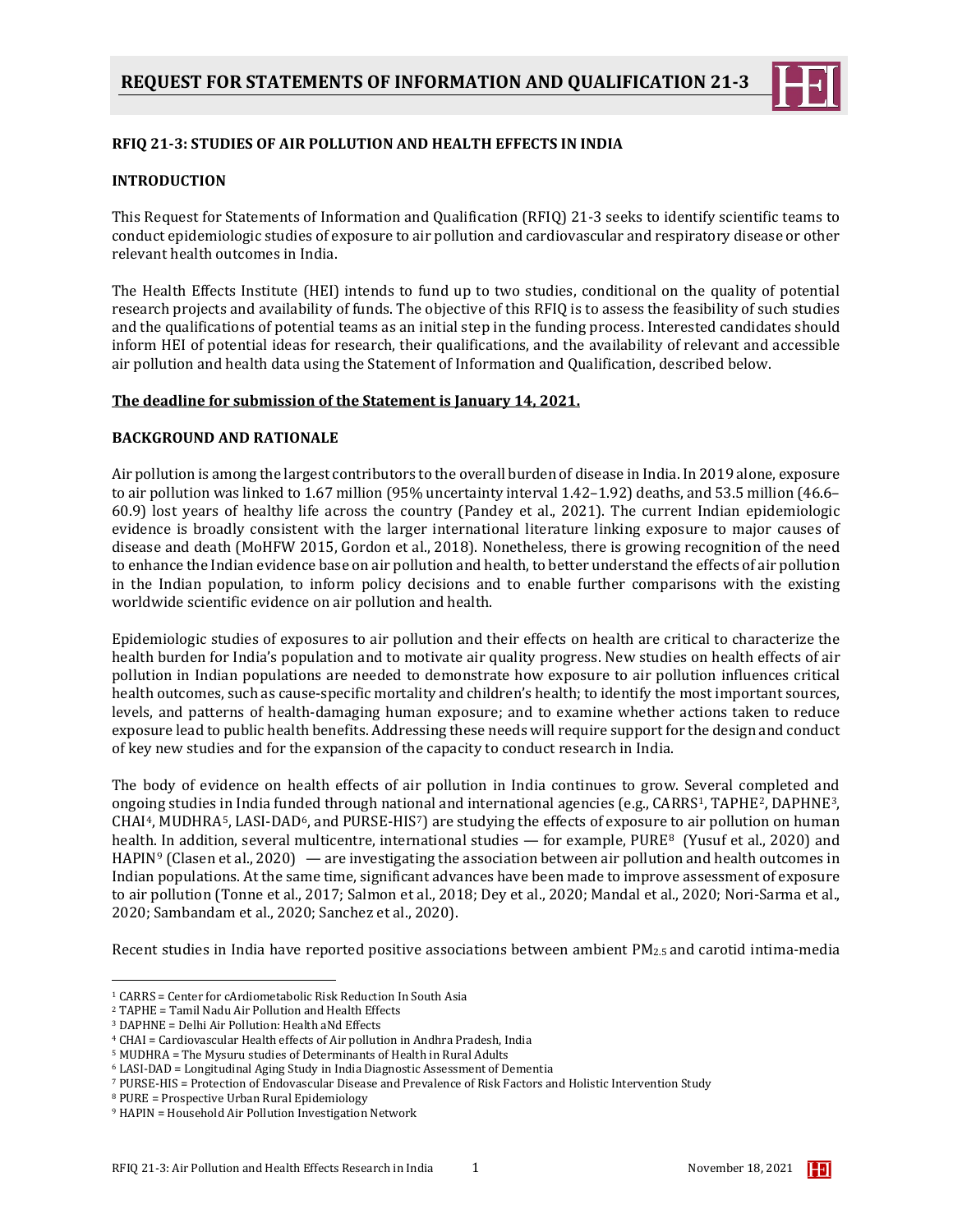# REQUEST FOR STATEMENTS OF INFORMATION AND QUALIFICATION 21-3

## RFIQ 21-3: STUDIES OF AIR POLLUTION AND HEALTH EFFECTS IN INDIA

### INTRODUCTION

This Request for Statements of Information and Qualification (RFIQ) 21-3 seeks to identify scientific teams to conduct epidemiologic studies of exposure to air pollution and cardiovascular and respiratory disease or other relevant health outcomes in India.

The Health Effects Institute (HEI) intends to fund up to two studies, conditional on the quality of potential research projects and availability of funds. The objective of this RFIQ is to assess the feasibility of such studies and the qualifications of potential teams as an initial step in the funding process. Interested candidates should inform HEI of potential ideas for research, their qualifications, and the availability of relevant and accessible air pollution and health data using the Statement of Information and Qualification, described below.

**The deadline for submission of the Statement is January 14, 2021.**

### BACKGROUND AND RATIONALE

Air pollution is among the largest contributors to the overall burden of disease in India. In 2019 alone, exposure to air pollution was linked to 1.67 million (95% uncertainty interval 1.42–1.92) deaths, and 53.5 million (46.6–60.9) lost years of healthy life across the country (Pandey et al., 2021). The current Indian epidemiologic evidence is broadly consistent with the larger international literature linking exposure to major causes of disease and death (MoHFW 2015, Gordon et al., 2018). Nonetheless, there is growing recognition of the need to enhance the Indian evidence base on air pollution and health, to better understand the effects of air pollution in the Indian population, to inform policy decisions and to enable further comparisons with the existing worldwide scientific evidence on air pollution and health.

Epidemiologic studies of exposures to air pollution and their effects on health are critical to characterize the health burden for India's population and to motivate air quality progress. New studies on health effects of air pollution in Indian populations are needed to demonstrate how exposure to air pollution influences critical health outcomes, such as cause-specific mortality and children's health; to identify the most important sources, levels, and patterns of health-damaging human exposure; and to examine whether actions taken to reduce exposure lead to public health benefits. Addressing these needs will require support for the design and conduct of key new studies and for the expansion of the capacity to conduct research in India.

The body of evidence on health effects of air pollution in India continues to grow. Several completed and ongoing studies in India funded through national and international agencies (e.g., CARRS[1], TAPHE[2], DAPHNE[3], CHAI[4], MUDHRA[5], LASI-DAD[6], and PURSE-HIS[7]) are studying the effects of exposure to air pollution on human health. In addition, several multicentre, international studies — for example, PURE[8] (Yusuf et al., 2020) and HAPIN[9] (Clasen et al., 2020) — are investigating the association between air pollution and health outcomes in Indian populations. At the same time, significant advances have been made to improve assessment of exposure to air pollution (Tonne et al., 2017; Salmon et al., 2018; Dey et al., 2020; Mandal et al., 2020; Nori-Sarma et al., 2020; Sambandam et al., 2020; Sanchez et al., 2020).

Recent studies in India have reported positive associations between ambient $PM_{2.5}$ and carotid intima-media

---

[1] CARRS = Center for cArdiometabolic Risk Reduction In South Asia
[2] TAPHE = Tamil Nadu Air Pollution and Health Effects
[3] DAPHNE = Delhi Air Pollution: Health aNd Effects
[4] CHAI = Cardiovascular Health effects of Air pollution in Andhra Pradesh, India
[5] MUDHRA = The Mysuru studies of Determinants of Health in Rural Adults
[6] LASI-DAD = Longitudinal Aging Study in India Diagnostic Assessment of Dementia
[7] PURSE-HIS = Protection of Endovascular Disease and Prevalence of Risk Factors and Holistic Intervention Study
[8] PURE = Prospective Urban Rural Epidemiology
[9] HAPIN = Household Air Pollution Investigation Network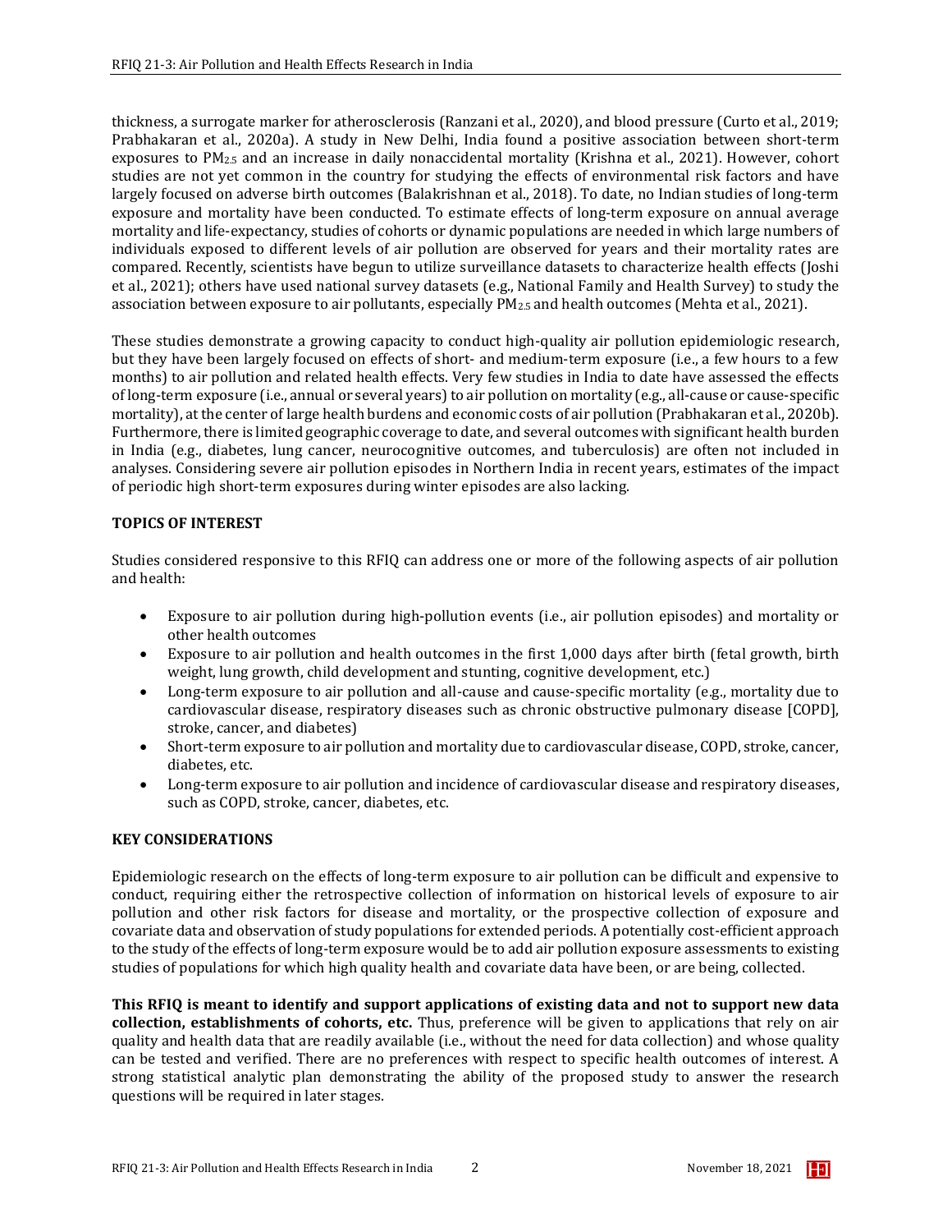thickness, a surrogate marker for atherosclerosis (Ranzani et al., 2020), and blood pressure (Curto et al., 2019; Prabhakaran et al., 2020a). A study in New Delhi, India found a positive association between short-term exposures to $PM_{2.5}$ and an increase in daily nonaccidental mortality (Krishna et al., 2021). However, cohort studies are not yet common in the country for studying the effects of environmental risk factors and have largely focused on adverse birth outcomes (Balakrishnan et al., 2018). To date, no Indian studies of long-term exposure and mortality have been conducted. To estimate effects of long-term exposure on annual average mortality and life-expectancy, studies of cohorts or dynamic populations are needed in which large numbers of individuals exposed to different levels of air pollution are observed for years and their mortality rates are compared. Recently, scientists have begun to utilize surveillance datasets to characterize health effects (Joshi et al., 2021); others have used national survey datasets (e.g., National Family and Health Survey) to study the association between exposure to air pollutants, especially $PM_{2.5}$ and health outcomes (Mehta et al., 2021).

These studies demonstrate a growing capacity to conduct high-quality air pollution epidemiologic research, but they have been largely focused on effects of short- and medium-term exposure (i.e., a few hours to a few months) to air pollution and related health effects. Very few studies in India to date have assessed the effects of long-term exposure (i.e., annual or several years) to air pollution on mortality (e.g., all-cause or cause-specific mortality), at the center of large health burdens and economic costs of air pollution (Prabhakaran et al., 2020b). Furthermore, there is limited geographic coverage to date, and several outcomes with significant health burden in India (e.g., diabetes, lung cancer, neurocognitive outcomes, and tuberculosis) are often not included in analyses. Considering severe air pollution episodes in Northern India in recent years, estimates of the impact of periodic high short-term exposures during winter episodes are also lacking.

## TOPICS OF INTEREST

Studies considered responsive to this RFIQ can address one or more of the following aspects of air pollution and health:

- Exposure to air pollution during high-pollution events (i.e., air pollution episodes) and mortality or other health outcomes
- Exposure to air pollution and health outcomes in the first 1,000 days after birth (fetal growth, birth weight, lung growth, child development and stunting, cognitive development, etc.)
- Long-term exposure to air pollution and all-cause and cause-specific mortality (e.g., mortality due to cardiovascular disease, respiratory diseases such as chronic obstructive pulmonary disease [COPD], stroke, cancer, and diabetes)
- Short-term exposure to air pollution and mortality due to cardiovascular disease, COPD, stroke, cancer, diabetes, etc.
- Long-term exposure to air pollution and incidence of cardiovascular disease and respiratory diseases, such as COPD, stroke, cancer, diabetes, etc.

## KEY CONSIDERATIONS

Epidemiologic research on the effects of long-term exposure to air pollution can be difficult and expensive to conduct, requiring either the retrospective collection of information on historical levels of exposure to air pollution and other risk factors for disease and mortality, or the prospective collection of exposure and covariate data and observation of study populations for extended periods. A potentially cost-efficient approach to the study of the effects of long-term exposure would be to add air pollution exposure assessments to existing studies of populations for which high quality health and covariate data have been, or are being, collected.

**This RFIQ is meant to identify and support applications of existing data and not to support new data collection, establishments of cohorts, etc.** Thus, preference will be given to applications that rely on air quality and health data that are readily available (i.e., without the need for data collection) and whose quality can be tested and verified. There are no preferences with respect to specific health outcomes of interest. A strong statistical analytic plan demonstrating the ability of the proposed study to answer the research questions will be required in later stages.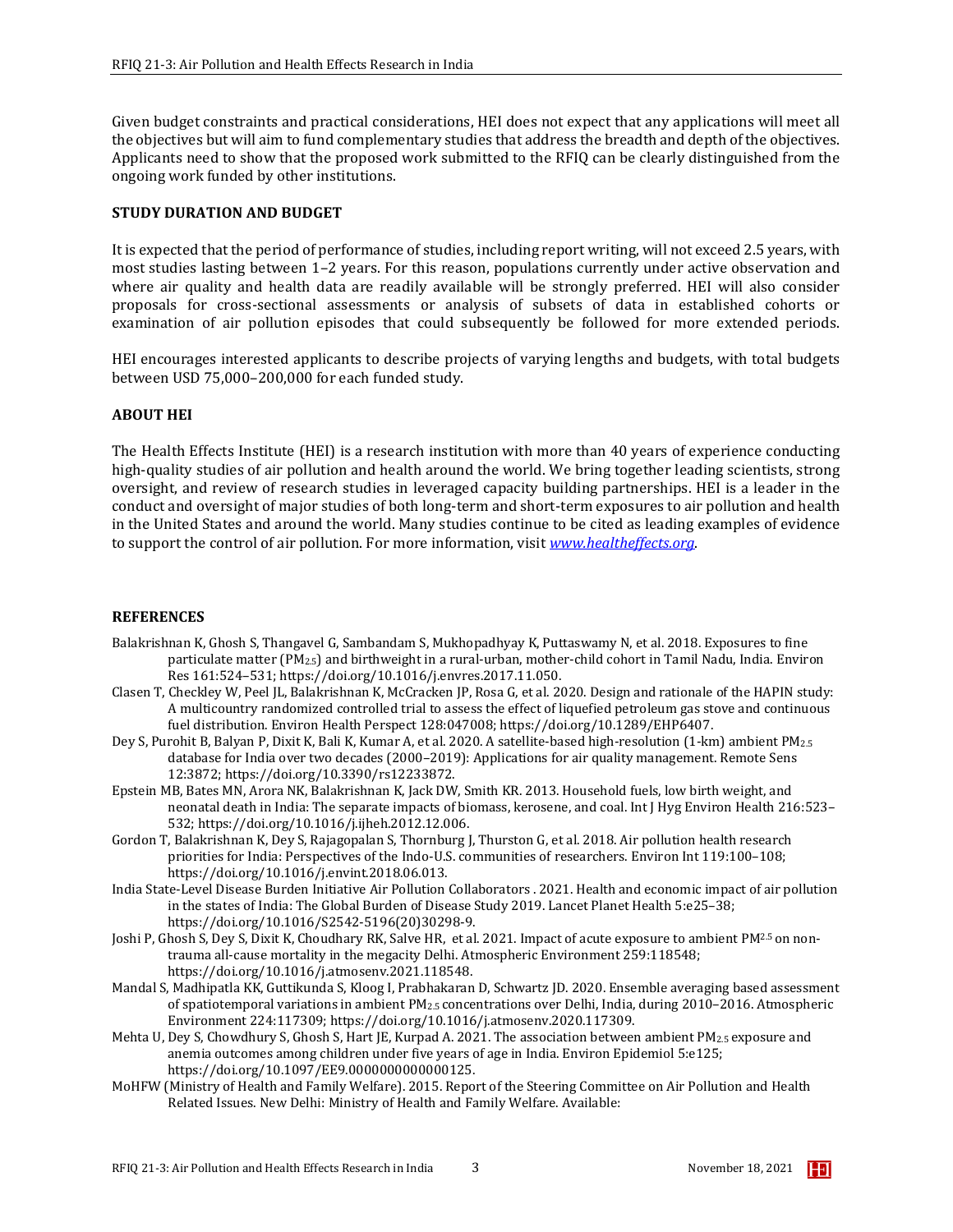Given budget constraints and practical considerations, HEI does not expect that any applications will meet all the objectives but will aim to fund complementary studies that address the breadth and depth of the objectives. Applicants need to show that the proposed work submitted to the RFIQ can be clearly distinguished from the ongoing work funded by other institutions.

## STUDY DURATION AND BUDGET

It is expected that the period of performance of studies, including report writing, will not exceed 2.5 years, with most studies lasting between 1–2 years. For this reason, populations currently under active observation and where air quality and health data are readily available will be strongly preferred. HEI will also consider proposals for cross-sectional assessments or analysis of subsets of data in established cohorts or examination of air pollution episodes that could subsequently be followed for more extended periods.

HEI encourages interested applicants to describe projects of varying lengths and budgets, with total budgets between USD 75,000–200,000 for each funded study.

## ABOUT HEI

The Health Effects Institute (HEI) is a research institution with more than 40 years of experience conducting high-quality studies of air pollution and health around the world. We bring together leading scientists, strong oversight, and review of research studies in leveraged capacity building partnerships. HEI is a leader in the conduct and oversight of major studies of both long-term and short-term exposures to air pollution and health in the United States and around the world. Many studies continue to be cited as leading examples of evidence to support the control of air pollution. For more information, visit *www.healtheffects.org*.

## REFERENCES

Balakrishnan K, Ghosh S, Thangavel G, Sambandam S, Mukhopadhyay K, Puttaswamy N, et al. 2018. Exposures to fine particulate matter ($PM_{2.5}$) and birthweight in a rural-urban, mother-child cohort in Tamil Nadu, India. Environ Res 161:524–531; https://doi.org/10.1016/j.envres.2017.11.050.

Clasen T, Checkley W, Peel JL, Balakrishnan K, McCracken JP, Rosa G, et al. 2020. Design and rationale of the HAPIN study: A multicountry randomized controlled trial to assess the effect of liquefied petroleum gas stove and continuous fuel distribution. Environ Health Perspect 128:047008; https://doi.org/10.1289/EHP6407.

Dey S, Purohit B, Balyan P, Dixit K, Bali K, Kumar A, et al. 2020. A satellite-based high-resolution (1-km) ambient $PM_{2.5}$ database for India over two decades (2000–2019): Applications for air quality management. Remote Sens 12:3872; https://doi.org/10.3390/rs12233872.

Epstein MB, Bates MN, Arora NK, Balakrishnan K, Jack DW, Smith KR. 2013. Household fuels, low birth weight, and neonatal death in India: The separate impacts of biomass, kerosene, and coal. Int J Hyg Environ Health 216:523–532; https://doi.org/10.1016/j.ijheh.2012.12.006.

Gordon T, Balakrishnan K, Dey S, Rajagopalan S, Thornburg J, Thurston G, et al. 2018. Air pollution health research priorities for India: Perspectives of the Indo-U.S. communities of researchers. Environ Int 119:100–108; https://doi.org/10.1016/j.envint.2018.06.013.

India State-Level Disease Burden Initiative Air Pollution Collaborators . 2021. Health and economic impact of air pollution in the states of India: The Global Burden of Disease Study 2019. Lancet Planet Health 5:e25–38; https://doi.org/10.1016/S2542-5196(20)30298-9.

Joshi P, Ghosh S, Dey S, Dixit K, Choudhary RK, Salve HR, et al. 2021. Impact of acute exposure to ambient $PM^{2.5}$ on non-trauma all-cause mortality in the megacity Delhi. Atmospheric Environment 259:118548; https://doi.org/10.1016/j.atmosenv.2021.118548.

Mandal S, Madhipatla KK, Guttikunda S, Kloog I, Prabhakaran D, Schwartz JD. 2020. Ensemble averaging based assessment of spatiotemporal variations in ambient $PM_{2.5}$ concentrations over Delhi, India, during 2010–2016. Atmospheric Environment 224:117309; https://doi.org/10.1016/j.atmosenv.2020.117309.

Mehta U, Dey S, Chowdhury S, Ghosh S, Hart JE, Kurpad A. 2021. The association between ambient $PM_{2.5}$ exposure and anemia outcomes among children under five years of age in India. Environ Epidemiol 5:e125; https://doi.org/10.1097/EE9.0000000000000125.

MoHFW (Ministry of Health and Family Welfare). 2015. Report of the Steering Committee on Air Pollution and Health Related Issues. New Delhi: Ministry of Health and Family Welfare. Available: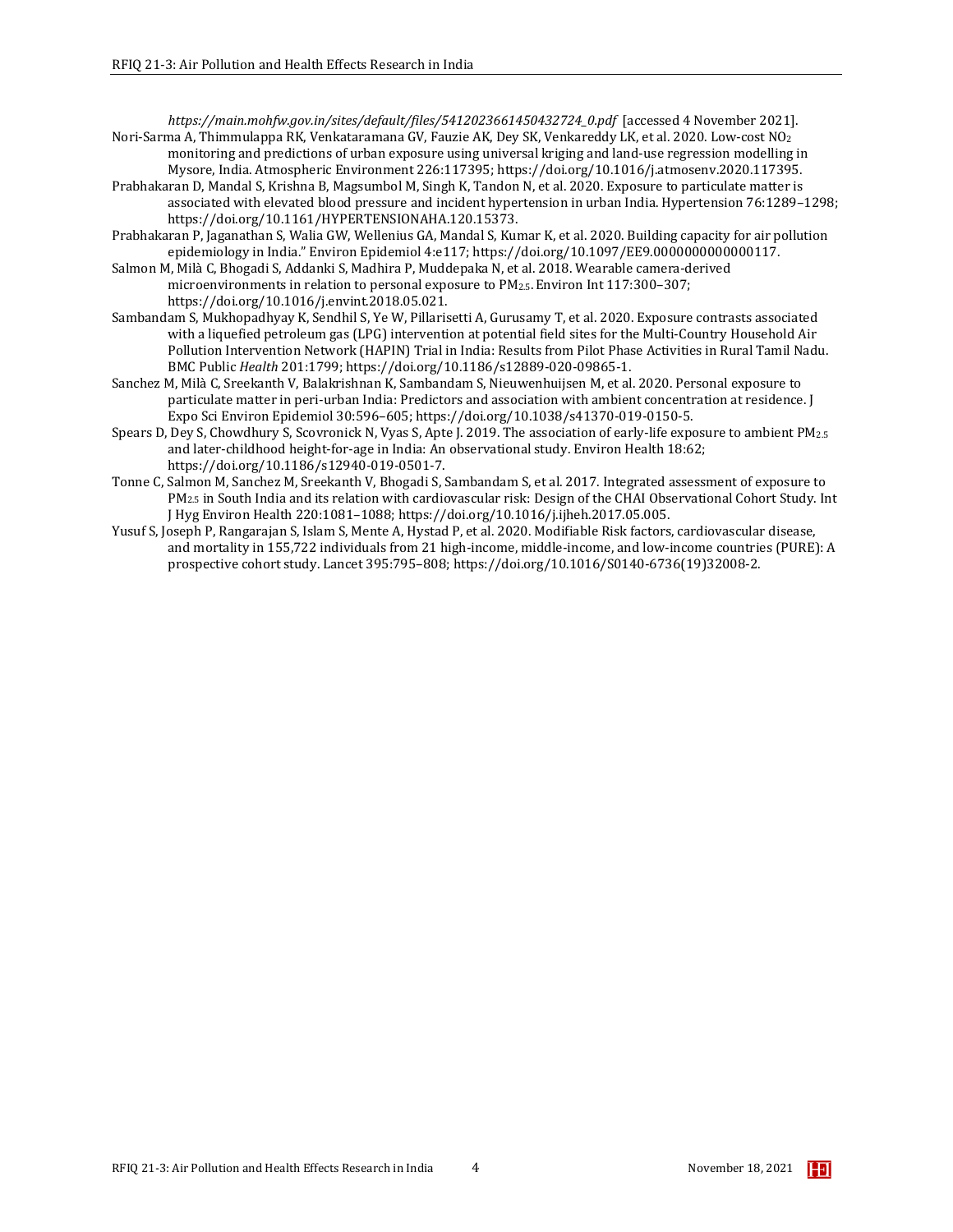*https://main.mohfw.gov.in/sites/default/files/5412023661450432724_0.pdf* [accessed 4 November 2021].

Nori-Sarma A, Thimmulappa RK, Venkataramana GV, Fauzie AK, Dey SK, Venkareddy LK, et al. 2020. Low-cost $NO_2$ monitoring and predictions of urban exposure using universal kriging and land-use regression modelling in Mysore, India. Atmospheric Environment 226:117395; https://doi.org/10.1016/j.atmosenv.2020.117395.

Prabhakaran D, Mandal S, Krishna B, Magsumbol M, Singh K, Tandon N, et al. 2020. Exposure to particulate matter is associated with elevated blood pressure and incident hypertension in urban India. Hypertension 76:1289–1298; https://doi.org/10.1161/HYPERTENSIONAHA.120.15373.

Prabhakaran P, Jaganathan S, Walia GW, Wellenius GA, Mandal S, Kumar K, et al. 2020. Building capacity for air pollution epidemiology in India." Environ Epidemiol 4:e117; https://doi.org/10.1097/EE9.0000000000000117.

Salmon M, Milà C, Bhogadi S, Addanki S, Madhira P, Muddepaka N, et al. 2018. Wearable camera-derived microenvironments in relation to personal exposure to $PM_{2.5}$. Environ Int 117:300–307; https://doi.org/10.1016/j.envint.2018.05.021.

Sambandam S, Mukhopadhyay K, Sendhil S, Ye W, Pillarisetti A, Gurusamy T, et al. 2020. Exposure contrasts associated with a liquefied petroleum gas (LPG) intervention at potential field sites for the Multi-Country Household Air Pollution Intervention Network (HAPIN) Trial in India: Results from Pilot Phase Activities in Rural Tamil Nadu. BMC Public *Health* 201:1799; https://doi.org/10.1186/s12889-020-09865-1.

Sanchez M, Milà C, Sreekanth V, Balakrishnan K, Sambandam S, Nieuwenhuijsen M, et al. 2020. Personal exposure to particulate matter in peri-urban India: Predictors and association with ambient concentration at residence. J Expo Sci Environ Epidemiol 30:596–605; https://doi.org/10.1038/s41370-019-0150-5.

Spears D, Dey S, Chowdhury S, Scovronick N, Vyas S, Apte J. 2019. The association of early-life exposure to ambient $PM_{2.5}$ and later-childhood height-for-age in India: An observational study. Environ Health 18:62; https://doi.org/10.1186/s12940-019-0501-7.

Tonne C, Salmon M, Sanchez M, Sreekanth V, Bhogadi S, Sambandam S, et al. 2017. Integrated assessment of exposure to $PM_{2.5}$ in South India and its relation with cardiovascular risk: Design of the CHAI Observational Cohort Study. Int J Hyg Environ Health 220:1081–1088; https://doi.org/10.1016/j.ijheh.2017.05.005.

Yusuf S, Joseph P, Rangarajan S, Islam S, Mente A, Hystad P, et al. 2020. Modifiable Risk factors, cardiovascular disease, and mortality in 155,722 individuals from 21 high-income, middle-income, and low-income countries (PURE): A prospective cohort study. Lancet 395:795–808; https://doi.org/10.1016/S0140-6736(19)32008-2.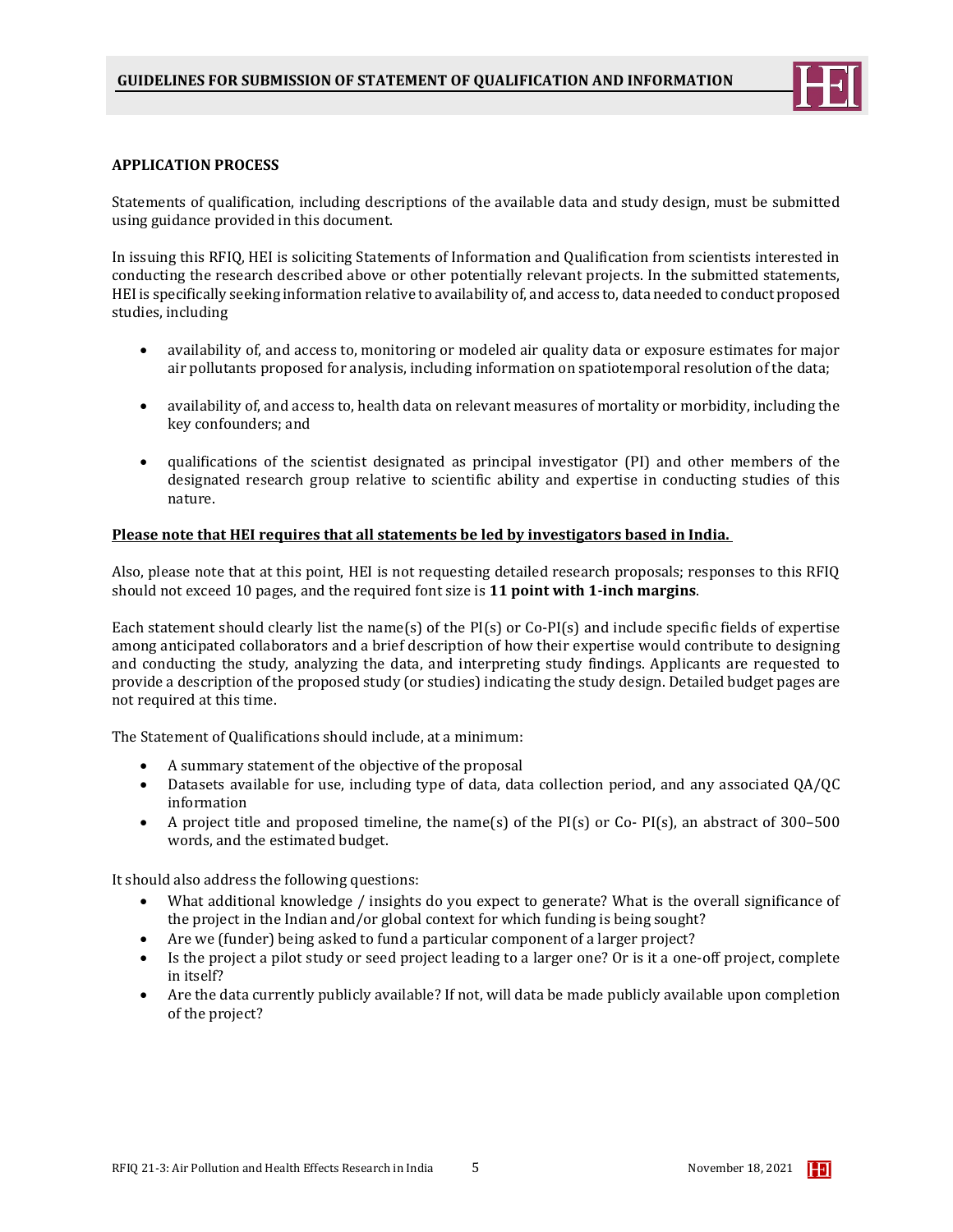## APPLICATION PROCESS

Statements of qualification, including descriptions of the available data and study design, must be submitted using guidance provided in this document.

In issuing this RFIQ, HEI is soliciting Statements of Information and Qualification from scientists interested in conducting the research described above or other potentially relevant projects. In the submitted statements, HEI is specifically seeking information relative to availability of, and access to, data needed to conduct proposed studies, including

- availability of, and access to, monitoring or modeled air quality data or exposure estimates for major air pollutants proposed for analysis, including information on spatiotemporal resolution of the data;
- availability of, and access to, health data on relevant measures of mortality or morbidity, including the key confounders; and
- qualifications of the scientist designated as principal investigator (PI) and other members of the designated research group relative to scientific ability and expertise in conducting studies of this nature.

**Please note that HEI requires that all statements be led by investigators based in India.**

Also, please note that at this point, HEI is not requesting detailed research proposals; responses to this RFIQ should not exceed 10 pages, and the required font size is **11 point with 1-inch margins**.

Each statement should clearly list the name(s) of the PI(s) or Co-PI(s) and include specific fields of expertise among anticipated collaborators and a brief description of how their expertise would contribute to designing and conducting the study, analyzing the data, and interpreting study findings. Applicants are requested to provide a description of the proposed study (or studies) indicating the study design. Detailed budget pages are not required at this time.

The Statement of Qualifications should include, at a minimum:

- A summary statement of the objective of the proposal
- Datasets available for use, including type of data, data collection period, and any associated QA/QC information
- A project title and proposed timeline, the name(s) of the PI(s) or Co- PI(s), an abstract of 300–500 words, and the estimated budget.

It should also address the following questions:

- What additional knowledge / insights do you expect to generate? What is the overall significance of the project in the Indian and/or global context for which funding is being sought?
- Are we (funder) being asked to fund a particular component of a larger project?
- Is the project a pilot study or seed project leading to a larger one? Or is it a one-off project, complete in itself?
- Are the data currently publicly available? If not, will data be made publicly available upon completion of the project?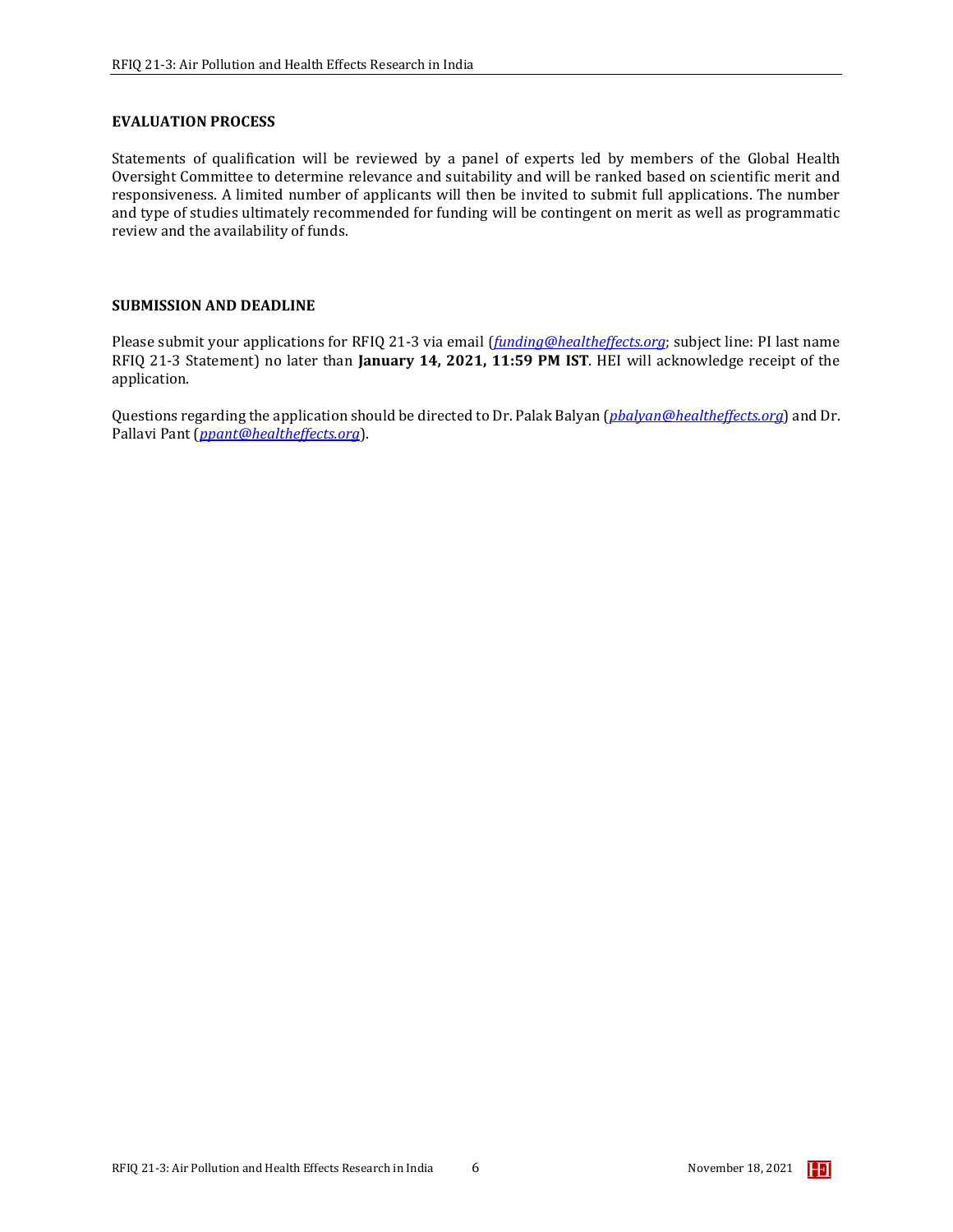## EVALUATION PROCESS

Statements of qualification will be reviewed by a panel of experts led by members of the Global Health Oversight Committee to determine relevance and suitability and will be ranked based on scientific merit and responsiveness. A limited number of applicants will then be invited to submit full applications. The number and type of studies ultimately recommended for funding will be contingent on merit as well as programmatic review and the availability of funds.

## SUBMISSION AND DEADLINE

Please submit your applications for RFIQ 21-3 via email (*funding@healtheffects.org*; subject line: PI last name RFIQ 21-3 Statement) no later than **January 14, 2021, 11:59 PM IST**. HEI will acknowledge receipt of the application.

Questions regarding the application should be directed to Dr. Palak Balyan (*pbalyan@healtheffects.org*) and Dr. Pallavi Pant (*ppant@healtheffects.org*).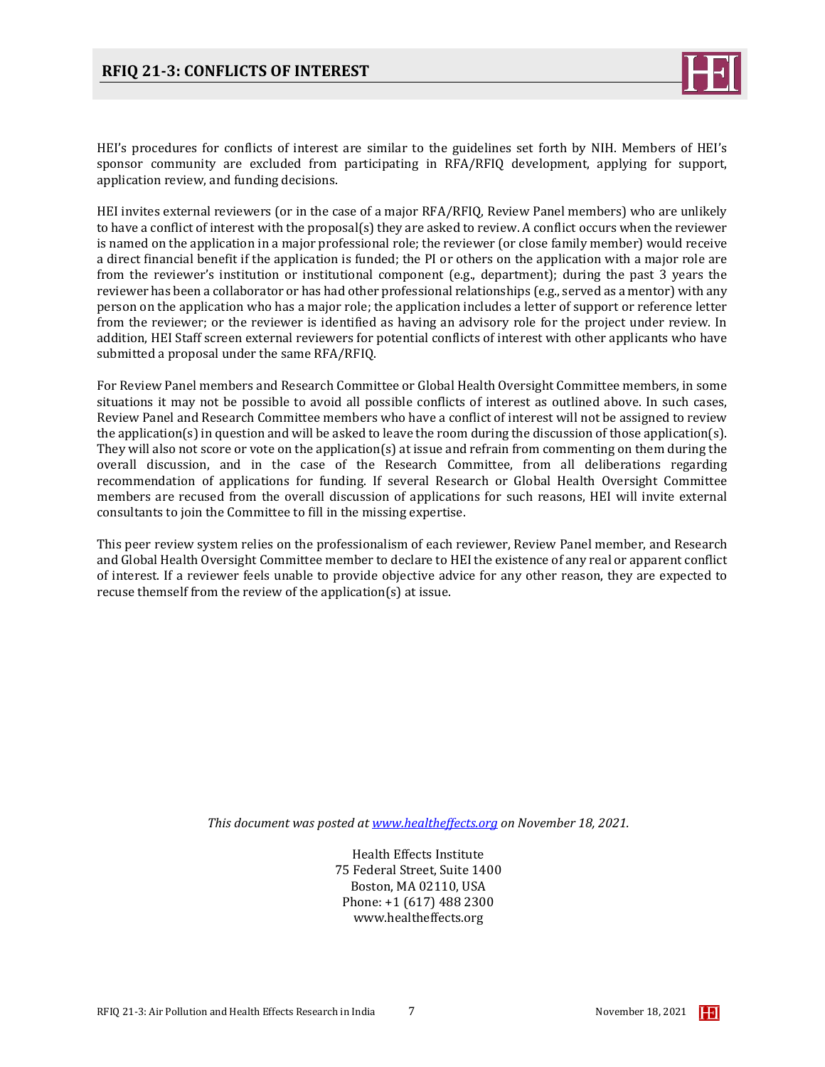## RFIQ 21-3: CONFLICTS OF INTEREST

HEI's procedures for conflicts of interest are similar to the guidelines set forth by NIH. Members of HEI's sponsor community are excluded from participating in RFA/RFIQ development, applying for support, application review, and funding decisions.

HEI invites external reviewers (or in the case of a major RFA/RFIQ, Review Panel members) who are unlikely to have a conflict of interest with the proposal(s) they are asked to review. A conflict occurs when the reviewer is named on the application in a major professional role; the reviewer (or close family member) would receive a direct financial benefit if the application is funded; the PI or others on the application with a major role are from the reviewer's institution or institutional component (e.g., department); during the past 3 years the reviewer has been a collaborator or has had other professional relationships (e.g., served as a mentor) with any person on the application who has a major role; the application includes a letter of support or reference letter from the reviewer; or the reviewer is identified as having an advisory role for the project under review. In addition, HEI Staff screen external reviewers for potential conflicts of interest with other applicants who have submitted a proposal under the same RFA/RFIQ.

For Review Panel members and Research Committee or Global Health Oversight Committee members, in some situations it may not be possible to avoid all possible conflicts of interest as outlined above. In such cases, Review Panel and Research Committee members who have a conflict of interest will not be assigned to review the application(s) in question and will be asked to leave the room during the discussion of those application(s). They will also not score or vote on the application(s) at issue and refrain from commenting on them during the overall discussion, and in the case of the Research Committee, from all deliberations regarding recommendation of applications for funding. If several Research or Global Health Oversight Committee members are recused from the overall discussion of applications for such reasons, HEI will invite external consultants to join the Committee to fill in the missing expertise.

This peer review system relies on the professionalism of each reviewer, Review Panel member, and Research and Global Health Oversight Committee member to declare to HEI the existence of any real or apparent conflict of interest. If a reviewer feels unable to provide objective advice for any other reason, they are expected to recuse themself from the review of the application(s) at issue.

*This document was posted at [www.healtheffects.org](www.healtheffects.org) on November 18, 2021.*

Health Effects Institute
75 Federal Street, Suite 1400
Boston, MA 02110, USA
Phone: +1 (617) 488 2300
www.healtheffects.org